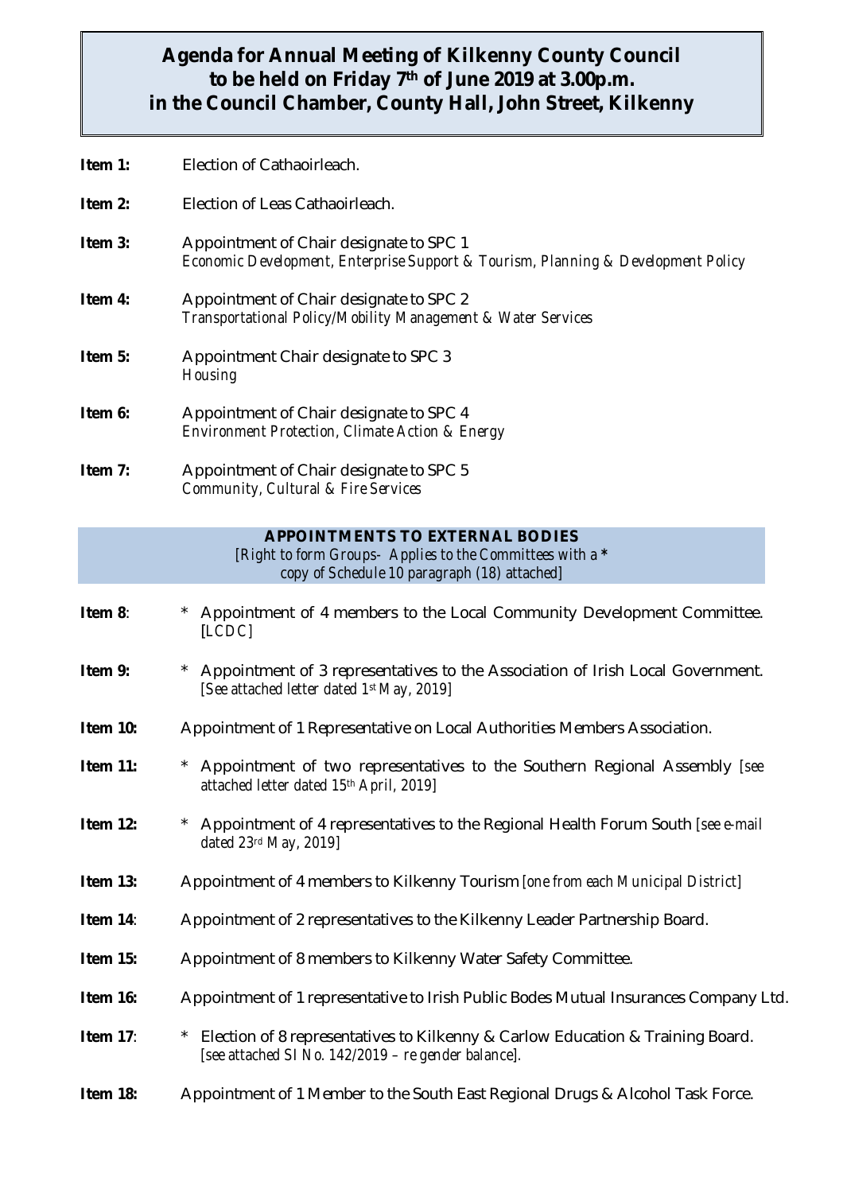# Agenda for Annual Meeting of Kilkenny County Council to be held on Friday 7th of June 2019 at 3.00p.m. in the Council Chamber, County Hall, John Street, Kilkenny

**Item 1:** Election of Cathaoirleach.

**Item 2:** Election of Leas Cathaoirleach.

**Item 3:** Appointment of Chair designate to SPC 1
*Economic Development, Enterprise Support & Tourism, Planning & Development Policy*

**Item 4:** Appointment of Chair designate to SPC 2
*Transportational Policy/Mobility Management & Water Services*

**Item 5:** Appointment Chair designate to SPC 3
*Housing*

**Item 6:** Appointment of Chair designate to SPC 4
*Environment Protection, Climate Action & Energy*

**Item 7:** Appointment of Chair designate to SPC 5
*Community, Cultural & Fire Services*

## APPOINTMENTS TO EXTERNAL BODIES

*[Right to form Groups- Applies to the Committees with a* ***** *copy of Schedule 10 paragraph (18) attached]*

**Item 8**: * Appointment of 4 members to the Local Community Development Committee. [*LCDC*]

**Item 9:** * Appointment of 3 representatives to the Association of Irish Local Government. *[See attached letter dated 1st May, 2019]*

**Item 10:** Appointment of 1 Representative on Local Authorities Members Association.

**Item 11:** * Appointment of two representatives to the Southern Regional Assembly *[see attached letter dated 15th April, 2019]*

**Item 12:** * Appointment of 4 representatives to the Regional Health Forum South *[see e-mail dated 23rd May, 2019]*

**Item 13:** Appointment of 4 members to Kilkenny Tourism *[one from each Municipal District]*

**Item 14**: Appointment of 2 representatives to the Kilkenny Leader Partnership Board.

**Item 15:** Appointment of 8 members to Kilkenny Water Safety Committee.

**Item 16:** Appointment of 1 representative to Irish Public Bodes Mutual Insurances Company Ltd.

**Item 17**: * Election of 8 representatives to Kilkenny & Carlow Education & Training Board. *[see attached SI No. 142/2019 – re gender balance].*

**Item 18:** Appointment of 1 Member to the South East Regional Drugs & Alcohol Task Force.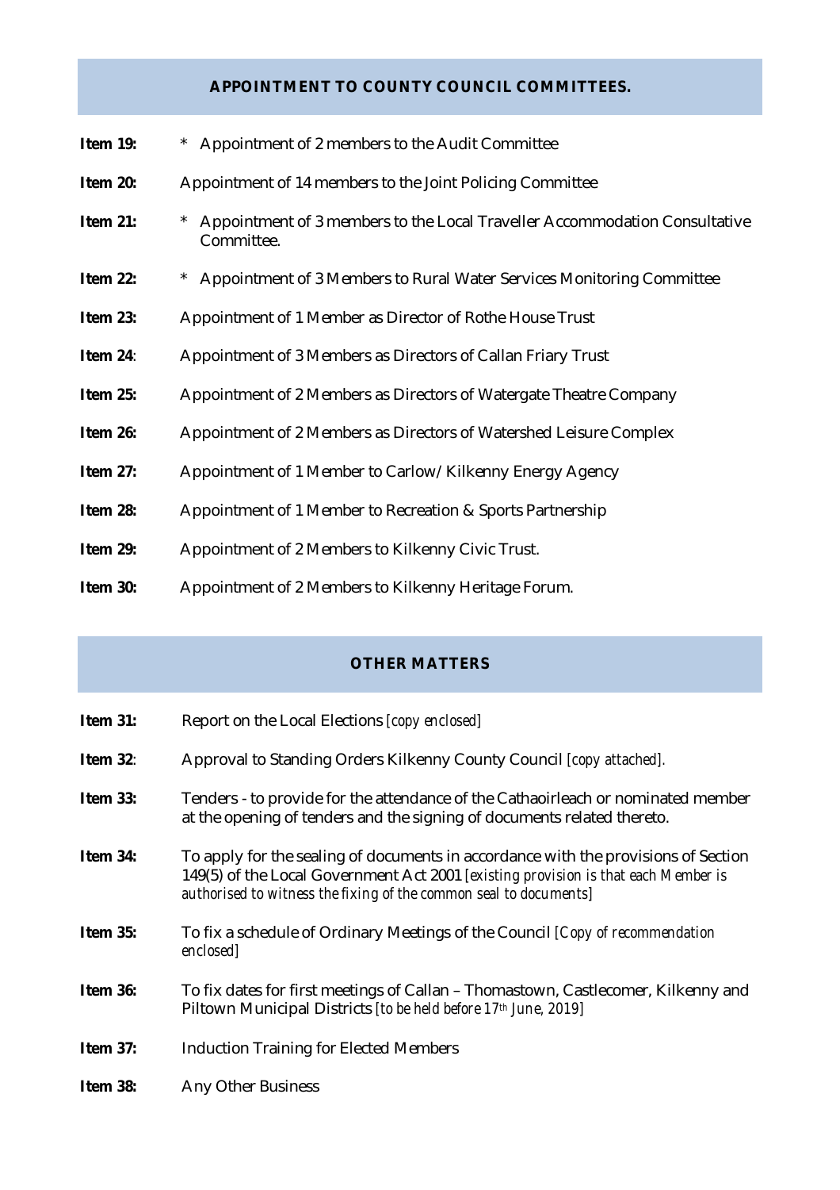## APPOINTMENT TO COUNTY COUNCIL COMMITTEES.

**Item 19:** * Appointment of 2 members to the Audit Committee

**Item 20:** Appointment of 14 members to the Joint Policing Committee

**Item 21:** * Appointment of 3 members to the Local Traveller Accommodation Consultative Committee.

**Item 22:** * Appointment of 3 Members to Rural Water Services Monitoring Committee

**Item 23:** Appointment of 1 Member as Director of Rothe House Trust

**Item 24**: Appointment of 3 Members as Directors of Callan Friary Trust

**Item 25:** Appointment of 2 Members as Directors of Watergate Theatre Company

**Item 26:** Appointment of 2 Members as Directors of Watershed Leisure Complex

**Item 27:** Appointment of 1 Member to Carlow/ Kilkenny Energy Agency

**Item 28:** Appointment of 1 Member to Recreation & Sports Partnership

**Item 29:** Appointment of 2 Members to Kilkenny Civic Trust.

**Item 30:** Appointment of 2 Members to Kilkenny Heritage Forum.

## OTHER MATTERS

**Item 31:** Report on the Local Elections *[copy enclosed]*

**Item 32**: Approval to Standing Orders Kilkenny County Council *[copy attached].*

**Item 33:** Tenders - to provide for the attendance of the Cathaoirleach or nominated member at the opening of tenders and the signing of documents related thereto.

**Item 34:** To apply for the sealing of documents in accordance with the provisions of Section 149(5) of the Local Government Act 2001 *[existing provision is that each Member is authorised to witness the fixing of the common seal to documents]*

**Item 35:** To fix a schedule of Ordinary Meetings of the Council *[Copy of recommendation enclosed]*

**Item 36:** To fix dates for first meetings of Callan – Thomastown, Castlecomer, Kilkenny and Piltown Municipal Districts *[to be held before 17th June, 2019]*

**Item 37:** Induction Training for Elected Members

**Item 38:** Any Other Business